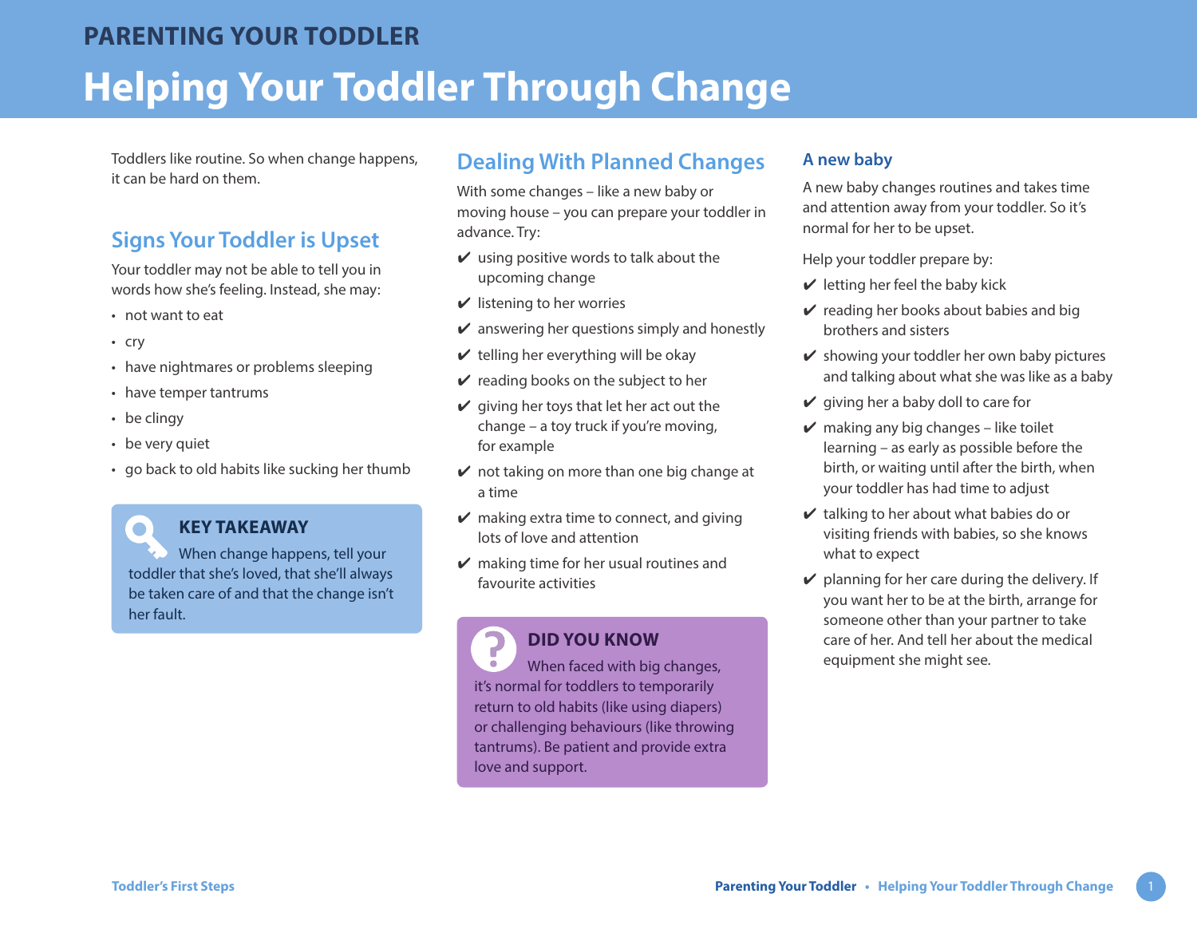PARENTING YOUR TODDLER

# Helping Your Toddler Through Change

Toddlers like routine. So when change happens, it can be hard on them.

## Signs Your Toddler is Upset

Your toddler may not be able to tell you in words how she's feeling. Instead, she may:

- not want to eat
- cry
- have nightmares or problems sleeping
- have temper tantrums
- be clingy
- be very quiet
- go back to old habits like sucking her thumb

> **KEY TAKEAWAY**
>
> When change happens, tell your toddler that she's loved, that she'll always be taken care of and that the change isn't her fault.

## Dealing With Planned Changes

With some changes – like a new baby or moving house – you can prepare your toddler in advance. Try:

- ✔ using positive words to talk about the upcoming change
- ✔ listening to her worries
- ✔ answering her questions simply and honestly
- ✔ telling her everything will be okay
- ✔ reading books on the subject to her
- ✔ giving her toys that let her act out the change – a toy truck if you're moving, for example
- ✔ not taking on more than one big change at a time
- ✔ making extra time to connect, and giving lots of love and attention
- ✔ making time for her usual routines and favourite activities

> **DID YOU KNOW**
>
> When faced with big changes, it's normal for toddlers to temporarily return to old habits (like using diapers) or challenging behaviours (like throwing tantrums). Be patient and provide extra love and support.

### A new baby

A new baby changes routines and takes time and attention away from your toddler. So it's normal for her to be upset.

Help your toddler prepare by:

- ✔ letting her feel the baby kick
- ✔ reading her books about babies and big brothers and sisters
- ✔ showing your toddler her own baby pictures and talking about what she was like as a baby
- ✔ giving her a baby doll to care for
- ✔ making any big changes – like toilet learning – as early as possible before the birth, or waiting until after the birth, when your toddler has had time to adjust
- ✔ talking to her about what babies do or visiting friends with babies, so she knows what to expect
- ✔ planning for her care during the delivery. If you want her to be at the birth, arrange for someone other than your partner to take care of her. And tell her about the medical equipment she might see.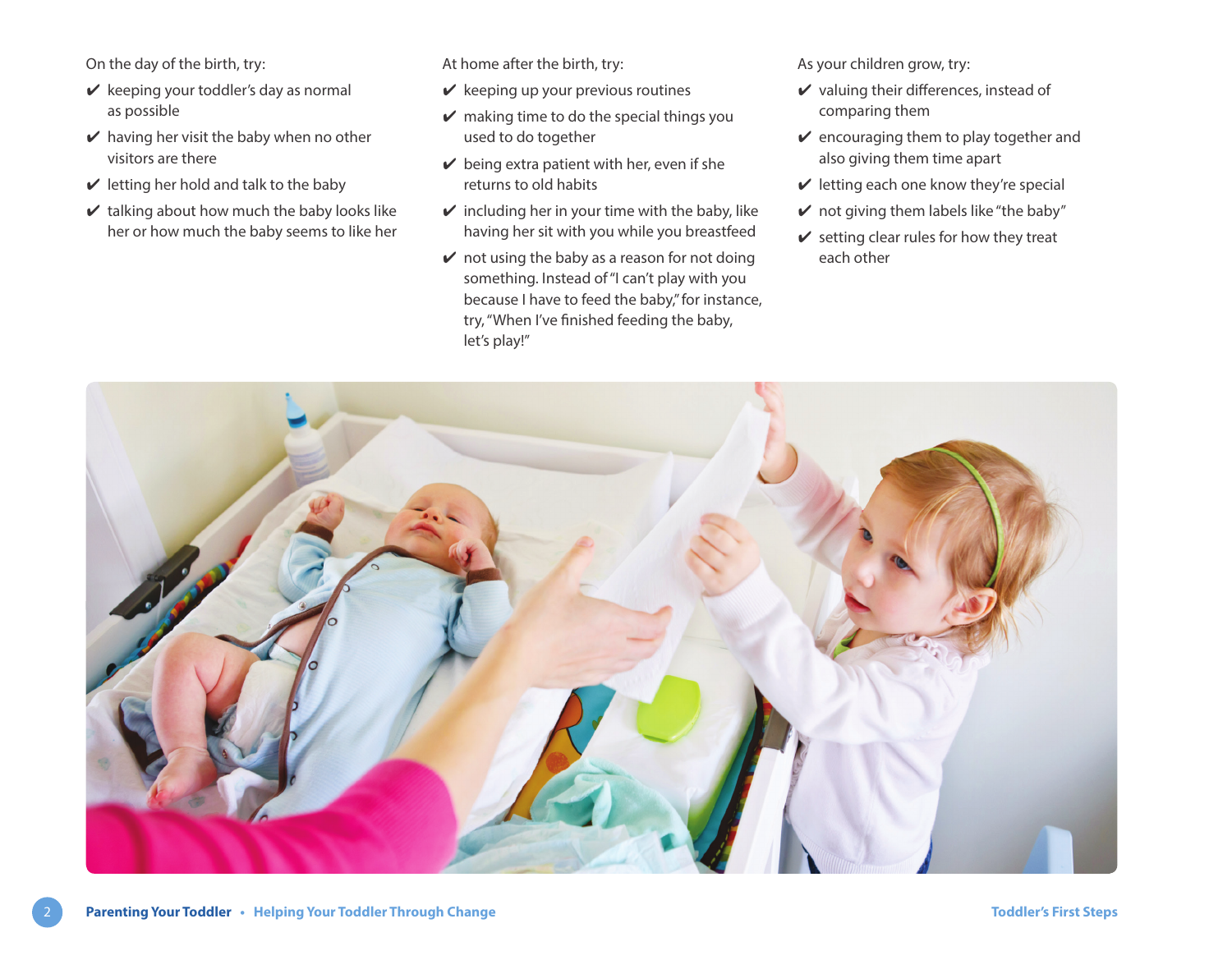On the day of the birth, try:

- ✔ keeping your toddler's day as normal as possible
- ✔ having her visit the baby when no other visitors are there
- ✔ letting her hold and talk to the baby
- ✔ talking about how much the baby looks like her or how much the baby seems to like her

At home after the birth, try:

- ✔ keeping up your previous routines
- ✔ making time to do the special things you used to do together
- ✔ being extra patient with her, even if she returns to old habits
- ✔ including her in your time with the baby, like having her sit with you while you breastfeed
- ✔ not using the baby as a reason for not doing something. Instead of "I can't play with you because I have to feed the baby," for instance, try, "When I've finished feeding the baby, let's play!"

As your children grow, try:

- ✔ valuing their differences, instead of comparing them
- ✔ encouraging them to play together and also giving them time apart
- ✔ letting each one know they're special
- ✔ not giving them labels like "the baby"
- ✔ setting clear rules for how they treat each other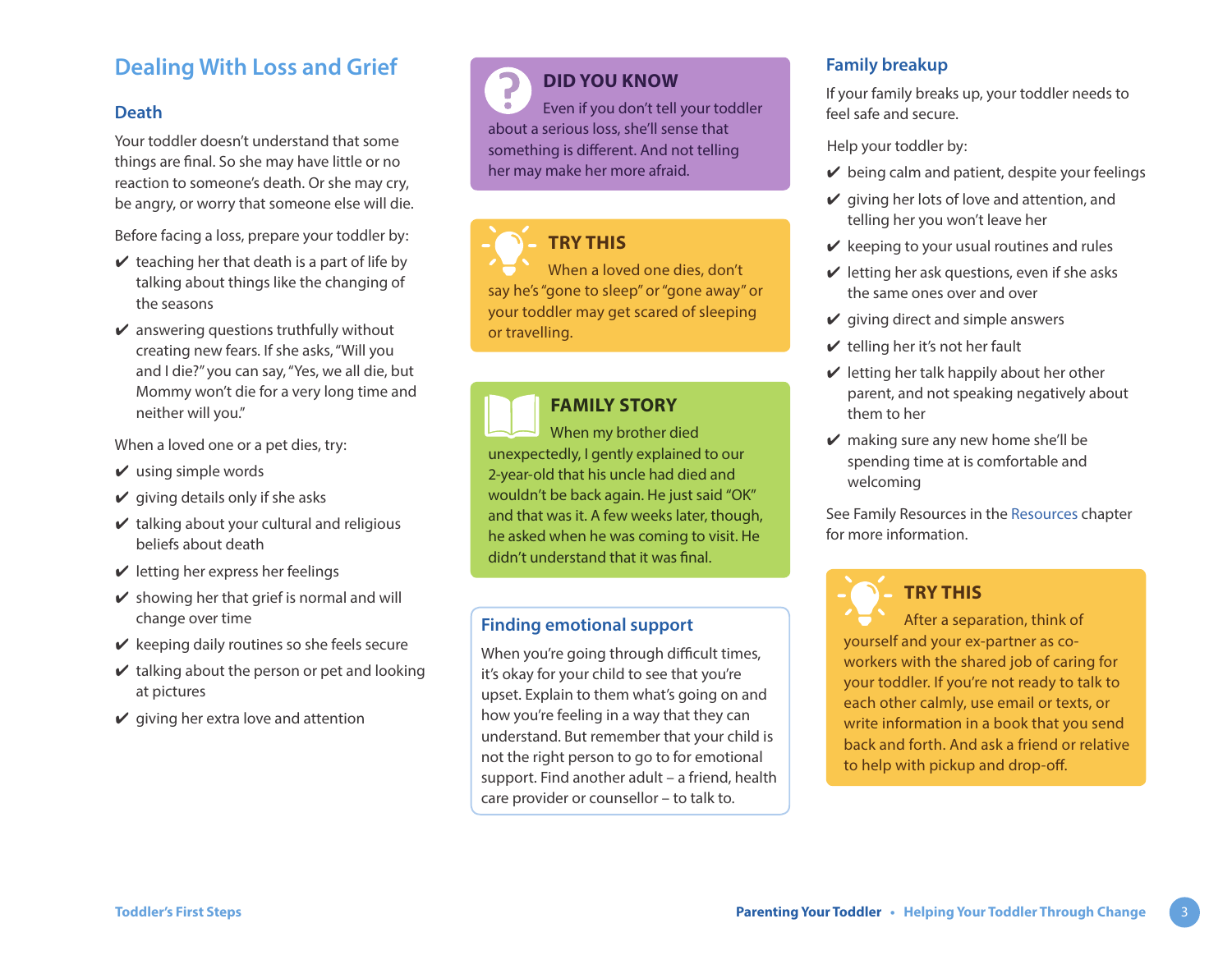# Dealing With Loss and Grief

## Death

Your toddler doesn't understand that some things are final. So she may have little or no reaction to someone's death. Or she may cry, be angry, or worry that someone else will die.

Before facing a loss, prepare your toddler by:

- ✔ teaching her that death is a part of life by talking about things like the changing of the seasons
- ✔ answering questions truthfully without creating new fears. If she asks, "Will you and I die?" you can say, "Yes, we all die, but Mommy won't die for a very long time and neither will you."

When a loved one or a pet dies, try:

- ✔ using simple words
- ✔ giving details only if she asks
- ✔ talking about your cultural and religious beliefs about death
- ✔ letting her express her feelings
- ✔ showing her that grief is normal and will change over time
- ✔ keeping daily routines so she feels secure
- ✔ talking about the person or pet and looking at pictures
- ✔ giving her extra love and attention

### DID YOU KNOW

Even if you don't tell your toddler about a serious loss, she'll sense that something is different. And not telling her may make her more afraid.

### TRY THIS

When a loved one dies, don't say he's "gone to sleep" or "gone away" or your toddler may get scared of sleeping or travelling.

### FAMILY STORY

When my brother died unexpectedly, I gently explained to our 2-year-old that his uncle had died and wouldn't be back again. He just said "OK" and that was it. A few weeks later, though, he asked when he was coming to visit. He didn't understand that it was final.

### Finding emotional support

When you're going through difficult times, it's okay for your child to see that you're upset. Explain to them what's going on and how you're feeling in a way that they can understand. But remember that your child is not the right person to go to for emotional support. Find another adult – a friend, health care provider or counsellor – to talk to.

## Family breakup

If your family breaks up, your toddler needs to feel safe and secure.

Help your toddler by:

- ✔ being calm and patient, despite your feelings
- ✔ giving her lots of love and attention, and telling her you won't leave her
- ✔ keeping to your usual routines and rules
- ✔ letting her ask questions, even if she asks the same ones over and over
- ✔ giving direct and simple answers
- ✔ telling her it's not her fault
- ✔ letting her talk happily about her other parent, and not speaking negatively about them to her
- ✔ making sure any new home she'll be spending time at is comfortable and welcoming

See Family Resources in the Resources chapter for more information.

### TRY THIS

After a separation, think of yourself and your ex-partner as co-workers with the shared job of caring for your toddler. If you're not ready to talk to each other calmly, use email or texts, or write information in a book that you send back and forth. And ask a friend or relative to help with pickup and drop-off.